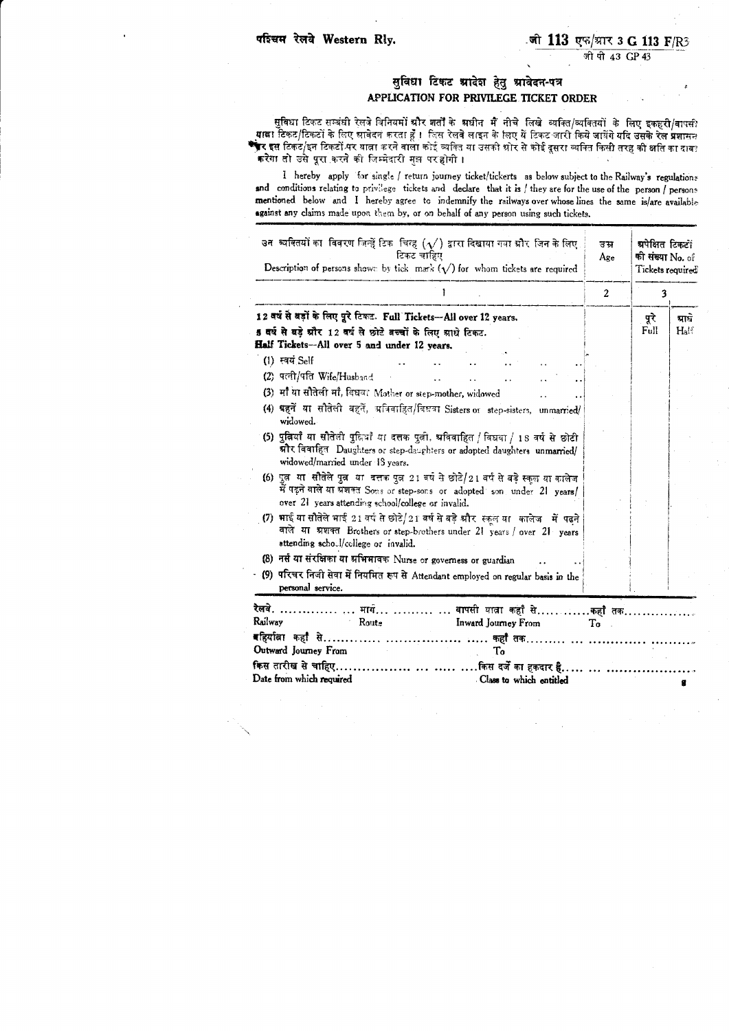पश्चिम रेलवे Western Rly.

जी 113 एफ/आर 3 G 113 F/R3

जी पी 43 GP 43

## सुविधा टिकट आदेश हेतु आवेदन-पत्र
## APPLICATION FOR PRIVILEGE TICKET ORDER

सुविधा टिकट सम्बंधी रेलवे विनियमों और शर्तों के अधीन मैं नीचे लिखे व्यक्ति/व्यक्तियों के लिए इकहरी/वापसी यात्रा टिकट/टिकटों के लिए आवेदन करता हूँ। जिस रेलवे लाइन के लिए ये टिकट जारी किये जायेंगे यदि उसके रेल प्रशासन पर इस टिकट/इन टिकटों पर यात्रा करने वाला कोई व्यक्ति या उसकी ओर से कोई दूसरा व्यक्ति किसी तरह की क्षति का दावा करेगा तो उसे पूरा करने की जिम्मेदारी मुझ पर होगी।

I hereby apply for single / return journey ticket/tickerts as below subject to the Railway's regulations and conditions relating to privilege tickets and declare that it is / they are for the use of the person / persons mentioned below and I hereby agree to indemnify the railways over whose lines the same is/are available against any claims made upon them by, or on behalf of any person using such tickets.

| उन व्यक्तियों का विवरण जिन्हें टिक चिन्ह (√) द्वारा दिखाया गया और जिन के लिए टिकट चाहिए Description of persons shown by tick mark (√) for whom tickets are required | उम्र Age | अपेक्षित टिकटों की संख्या No. of Tickets required | |
|---|---|---|---|
| 1 | 2 | 3 | |
| **12 वर्ष से बड़ों के लिए पूरे टिकट. Full Tickets—All over 12 years.** **5 वर्ष से बड़े और 12 वर्ष से छोटे बच्चों के लिए आधे टिकट. Half Tickets—All over 5 and under 12 years.** | | पूरे Full | आधे Half |
| (1) स्वयं Self | | | |
| (2) पत्नी/पति Wife/Husband | | | |
| (3) माँ या सौतेली माँ, विधवा Mother or step-mother, widowed | | | |
| (4) बहनें या सौतेली बहनें, अविवाहित/विधवा Sisters or step-sisters, unmarried/widowed. | | | |
| (5) पुत्रियाँ या सौतेली पुत्रियाँ या दत्तक पुत्री, अविवाहित / विधवा / 18 वर्ष से छोटी और विवाहित Daughters or step-daughters or adopted daughters unmarried/widowed/married under 18 years. | | | |
| (6) पुत्र या सौतेले पुत्र या दत्तक पुत्र 21 वर्ष से छोटे/21 वर्ष से बड़े स्कूल या कालेज में पढ़ने वाले या अशक्त Sons or step-sons or adopted son under 21 years/over 21 years attending school/college or invalid. | | | |
| (7) भाई या सौतेले भाई 21 वर्ष से छोटे/21 वर्ष से बड़े और स्कूल या कालेज में पढ़ने वाले या अशक्त Brothers or step-brothers under 21 years / over 21 years attending school/college or invalid. | | | |
| (8) नर्स या संरक्षिका या अभिभावक Nurse or governess or guardian | | | |
| (9) परिचर निजी सेवा में नियमित रूप से Attendant employed on regular basis in the personal service. | | | |

रेलवे. ............... मार्ग... ............ वापसी यात्रा कहाँ से............कहाँ तक...............

Railway Route Inward Journey From To

बहिर्यात्रा कहाँ से............ ................ ..... कहाँ तक......... ... ............ ..........

Outward Journey From To

किस तारीख से चाहिए................. ... ..... ....किस दर्जे का हकदार है..... ... ...................

Date from which required Class to which entitled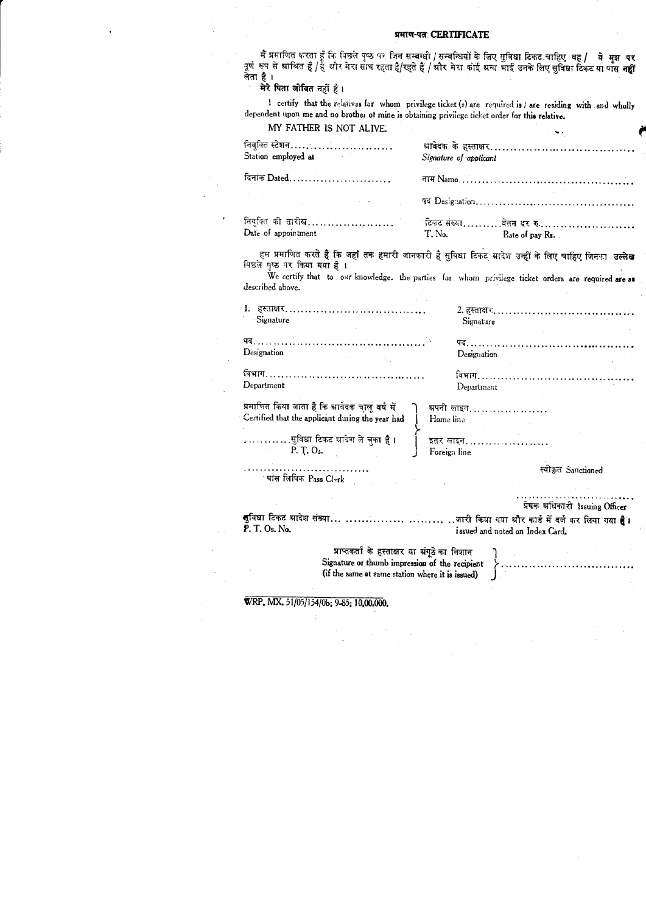# प्रमाण-पत्र CERTIFICATE

मैं प्रमाणित करता हूँ कि पिछले पृष्ठ पर जिन सम्बन्धी / सम्बन्धियों के लिए सुविधा टिकट चाहिए वह / वे मुझ पर पूर्ण रूप से आश्रित है / हैं और मेरा साथ रहता है/रहते है / और मेरा कोई अन्य भाई उनके लिए सुविधा टिकट या पास नहीं लेता है ।

**मेरे पिता जीवित नहीं हैं ।**

I certify that the relatives for whom privilege ticket (s) are required is / are residing with and wholly dependent upon me and no brother of mine is obtaining privilege ticket order for this relative.

MY FATHER IS NOT ALIVE.

| | |
|---|---|
| नियुक्ति स्टेशन.............................. Station employed at | आवेदक के हस्ताक्षर.................................... *Signature of applicant* |
| दिनांक Dated.......................... | नाम Name.............................................. |
| | पद Designation....................................... |
| नियुक्ति की तारीख...................... Date of appointment | टिकट संख्या..........वेतन दर रु......................... T. No. Rate of pay Rs. |

हम प्रमाणित करते हैं कि जहाँ तक हमारी जानकारी है सुविधा टिकट आदेश उन्हीं के लिए चाहिए जिनका उल्लेख पिछले पृष्ठ पर किया गया है ।

We certify that to our knowledge, the parties for whom privilege ticket orders are required are as described above.

| | |
|---|---|
| 1. हस्ताक्षर.................................... Signature | 2. हस्ताक्षर.................................... Signature |
| पद.............................................. Designation | पद.............................................. Designation |
| विभाग........................................ Department | विभाग........................................ Department |

प्रमाणित किया जाता है कि आवेदक चालू वर्ष में
Certified that the applicant during the year had
............सुविधा टिकट आदेश ले चुका है ।
P. T. Os.

अपनी लाइन.....................
Home line

इतर लाइन.....................
Foreign line

................................
पास लिपिक Pass Clerk

स्वीकृत Sanctioned

..............................
प्रेषक अधिकारी Issuing Officer

सुविधा टिकट आदेश संख्या... ............... .......... ..जारी किया गया और कार्ड में दर्ज कर लिया गया है ।
P. T. Os. No. issued and noted on Index Card.

प्राप्तकर्ता के हस्ताक्षर या अंगूठे का निशान
Signature or thumb impression of the recipient
(if the same at same station where it is issued) .................................

WRP, MX. 51/05/154/0b; 9-85; 10,00,000.